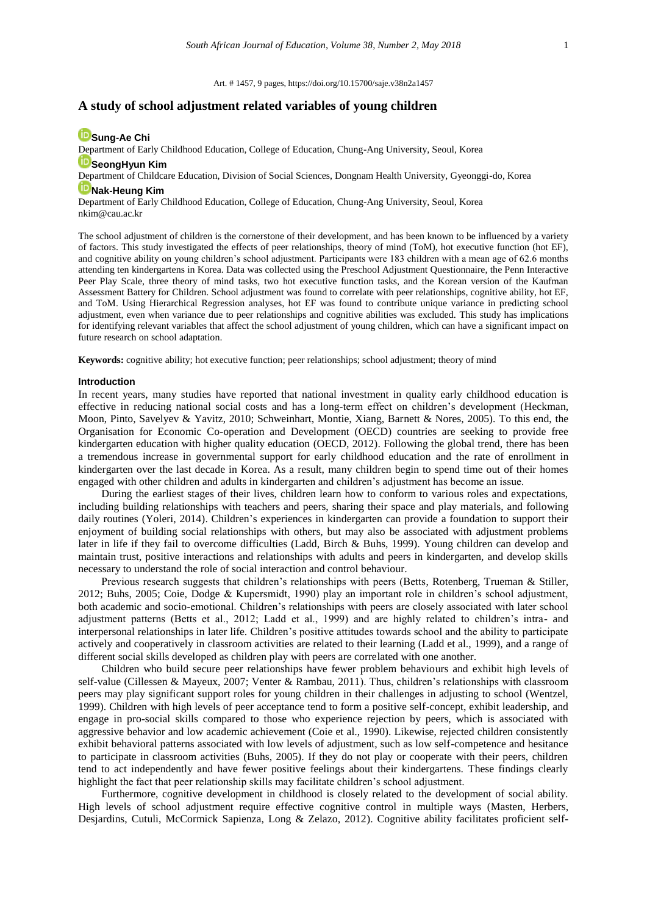Art. # 1457, 9 pages, https://doi.org/10.15700/saje.v38n2a1457

# A study of school adjustment related variables of young children

**Sung-Ae Chi**

Department of Early Childhood Education, College of Education, Chung-Ang University, Seoul, Korea

**SeongHyun Kim**

Department of Childcare Education, Division of Social Sciences, Dongnam Health University, Gyeonggi-do, Korea

**Nak-Heung Kim**

Department of Early Childhood Education, College of Education, Chung-Ang University, Seoul, Korea
nkim@cau.ac.kr

The school adjustment of children is the cornerstone of their development, and has been known to be influenced by a variety of factors. This study investigated the effects of peer relationships, theory of mind (ToM), hot executive function (hot EF), and cognitive ability on young children's school adjustment. Participants were 183 children with a mean age of 62.6 months attending ten kindergartens in Korea. Data was collected using the Preschool Adjustment Questionnaire, the Penn Interactive Peer Play Scale, three theory of mind tasks, two hot executive function tasks, and the Korean version of the Kaufman Assessment Battery for Children. School adjustment was found to correlate with peer relationships, cognitive ability, hot EF, and ToM. Using Hierarchical Regression analyses, hot EF was found to contribute unique variance in predicting school adjustment, even when variance due to peer relationships and cognitive abilities was excluded. This study has implications for identifying relevant variables that affect the school adjustment of young children, which can have a significant impact on future research on school adaptation.

**Keywords:** cognitive ability; hot executive function; peer relationships; school adjustment; theory of mind

## Introduction

In recent years, many studies have reported that national investment in quality early childhood education is effective in reducing national social costs and has a long-term effect on children's development (Heckman, Moon, Pinto, Savelyev & Yavitz, 2010; Schweinhart, Montie, Xiang, Barnett & Nores, 2005). To this end, the Organisation for Economic Co-operation and Development (OECD) countries are seeking to provide free kindergarten education with higher quality education (OECD, 2012). Following the global trend, there has been a tremendous increase in governmental support for early childhood education and the rate of enrollment in kindergarten over the last decade in Korea. As a result, many children begin to spend time out of their homes engaged with other children and adults in kindergarten and children's adjustment has become an issue.

During the earliest stages of their lives, children learn how to conform to various roles and expectations, including building relationships with teachers and peers, sharing their space and play materials, and following daily routines (Yoleri, 2014). Children's experiences in kindergarten can provide a foundation to support their enjoyment of building social relationships with others, but may also be associated with adjustment problems later in life if they fail to overcome difficulties (Ladd, Birch & Buhs, 1999). Young children can develop and maintain trust, positive interactions and relationships with adults and peers in kindergarten, and develop skills necessary to understand the role of social interaction and control behaviour.

Previous research suggests that children's relationships with peers (Betts, Rotenberg, Trueman & Stiller, 2012; Buhs, 2005; Coie, Dodge & Kupersmidt, 1990) play an important role in children's school adjustment, both academic and socio-emotional. Children's relationships with peers are closely associated with later school adjustment patterns (Betts et al., 2012; Ladd et al., 1999) and are highly related to children's intra- and interpersonal relationships in later life. Children's positive attitudes towards school and the ability to participate actively and cooperatively in classroom activities are related to their learning (Ladd et al., 1999), and a range of different social skills developed as children play with peers are correlated with one another.

Children who build secure peer relationships have fewer problem behaviours and exhibit high levels of self-value (Cillessen & Mayeux, 2007; Venter & Rambau, 2011). Thus, children's relationships with classroom peers may play significant support roles for young children in their challenges in adjusting to school (Wentzel, 1999). Children with high levels of peer acceptance tend to form a positive self-concept, exhibit leadership, and engage in pro-social skills compared to those who experience rejection by peers, which is associated with aggressive behavior and low academic achievement (Coie et al., 1990). Likewise, rejected children consistently exhibit behavioral patterns associated with low levels of adjustment, such as low self-competence and hesitance to participate in classroom activities (Buhs, 2005). If they do not play or cooperate with their peers, children tend to act independently and have fewer positive feelings about their kindergartens. These findings clearly highlight the fact that peer relationship skills may facilitate children's school adjustment.

Furthermore, cognitive development in childhood is closely related to the development of social ability. High levels of school adjustment require effective cognitive control in multiple ways (Masten, Herbers, Desjardins, Cutuli, McCormick Sapienza, Long & Zelazo, 2012). Cognitive ability facilitates proficient self-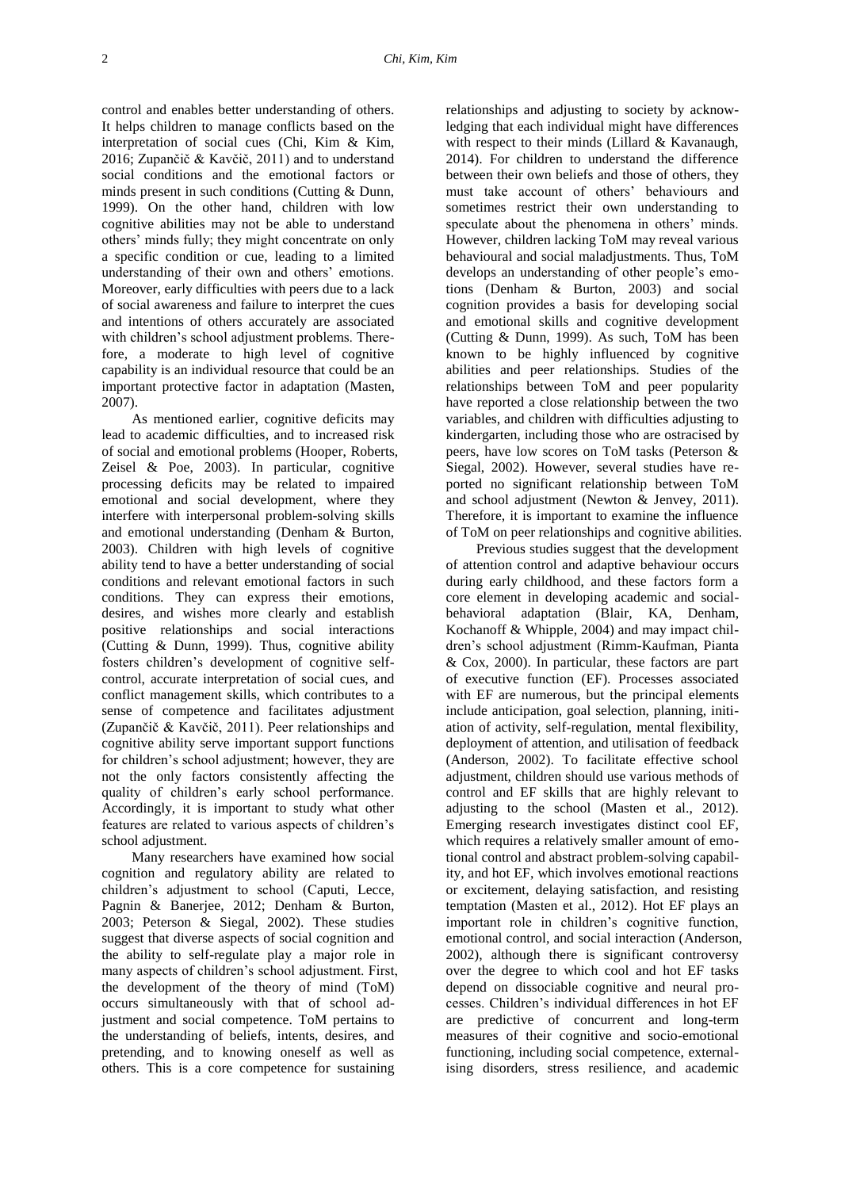control and enables better understanding of others. It helps children to manage conflicts based on the interpretation of social cues (Chi, Kim & Kim, 2016; Zupančič & Kavčič, 2011) and to understand social conditions and the emotional factors or minds present in such conditions (Cutting & Dunn, 1999). On the other hand, children with low cognitive abilities may not be able to understand others' minds fully; they might concentrate on only a specific condition or cue, leading to a limited understanding of their own and others' emotions. Moreover, early difficulties with peers due to a lack of social awareness and failure to interpret the cues and intentions of others accurately are associated with children's school adjustment problems. Therefore, a moderate to high level of cognitive capability is an individual resource that could be an important protective factor in adaptation (Masten, 2007).

As mentioned earlier, cognitive deficits may lead to academic difficulties, and to increased risk of social and emotional problems (Hooper, Roberts, Zeisel & Poe, 2003). In particular, cognitive processing deficits may be related to impaired emotional and social development, where they interfere with interpersonal problem-solving skills and emotional understanding (Denham & Burton, 2003). Children with high levels of cognitive ability tend to have a better understanding of social conditions and relevant emotional factors in such conditions. They can express their emotions, desires, and wishes more clearly and establish positive relationships and social interactions (Cutting & Dunn, 1999). Thus, cognitive ability fosters children's development of cognitive self-control, accurate interpretation of social cues, and conflict management skills, which contributes to a sense of competence and facilitates adjustment (Zupančič & Kavčič, 2011). Peer relationships and cognitive ability serve important support functions for children's school adjustment; however, they are not the only factors consistently affecting the quality of children's early school performance. Accordingly, it is important to study what other features are related to various aspects of children's school adjustment.

Many researchers have examined how social cognition and regulatory ability are related to children's adjustment to school (Caputi, Lecce, Pagnin & Banerjee, 2012; Denham & Burton, 2003; Peterson & Siegal, 2002). These studies suggest that diverse aspects of social cognition and the ability to self-regulate play a major role in many aspects of children's school adjustment. First, the development of the theory of mind (ToM) occurs simultaneously with that of school adjustment and social competence. ToM pertains to the understanding of beliefs, intents, desires, and pretending, and to knowing oneself as well as others. This is a core competence for sustaining relationships and adjusting to society by acknowledging that each individual might have differences with respect to their minds (Lillard & Kavanaugh, 2014). For children to understand the difference between their own beliefs and those of others, they must take account of others' behaviours and sometimes restrict their own understanding to speculate about the phenomena in others' minds. However, children lacking ToM may reveal various behavioural and social maladjustments. Thus, ToM develops an understanding of other people's emotions (Denham & Burton, 2003) and social cognition provides a basis for developing social and emotional skills and cognitive development (Cutting & Dunn, 1999). As such, ToM has been known to be highly influenced by cognitive abilities and peer relationships. Studies of the relationships between ToM and peer popularity have reported a close relationship between the two variables, and children with difficulties adjusting to kindergarten, including those who are ostracised by peers, have low scores on ToM tasks (Peterson & Siegal, 2002). However, several studies have reported no significant relationship between ToM and school adjustment (Newton & Jenvey, 2011). Therefore, it is important to examine the influence of ToM on peer relationships and cognitive abilities.

Previous studies suggest that the development of attention control and adaptive behaviour occurs during early childhood, and these factors form a core element in developing academic and social-behavioral adaptation (Blair, KA, Denham, Kochanoff & Whipple, 2004) and may impact children's school adjustment (Rimm-Kaufman, Pianta & Cox, 2000). In particular, these factors are part of executive function (EF). Processes associated with EF are numerous, but the principal elements include anticipation, goal selection, planning, initiation of activity, self-regulation, mental flexibility, deployment of attention, and utilisation of feedback (Anderson, 2002). To facilitate effective school adjustment, children should use various methods of control and EF skills that are highly relevant to adjusting to the school (Masten et al., 2012). Emerging research investigates distinct cool EF, which requires a relatively smaller amount of emotional control and abstract problem-solving capability, and hot EF, which involves emotional reactions or excitement, delaying satisfaction, and resisting temptation (Masten et al., 2012). Hot EF plays an important role in children's cognitive function, emotional control, and social interaction (Anderson, 2002), although there is significant controversy over the degree to which cool and hot EF tasks depend on dissociable cognitive and neural processes. Children's individual differences in hot EF are predictive of concurrent and long-term measures of their cognitive and socio-emotional functioning, including social competence, externalising disorders, stress resilience, and academic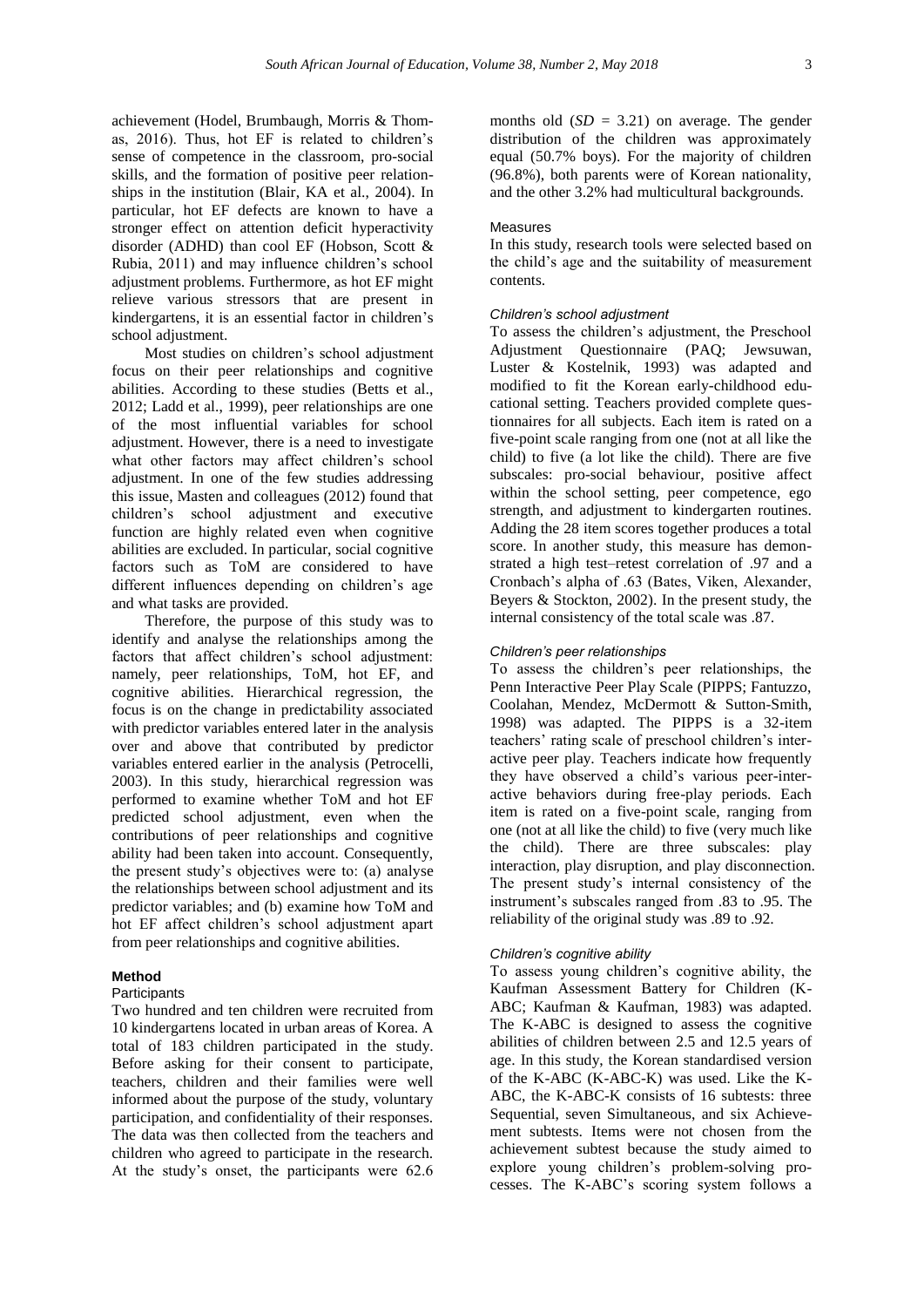achievement (Hodel, Brumbaugh, Morris & Thomas, 2016). Thus, hot EF is related to children's sense of competence in the classroom, pro-social skills, and the formation of positive peer relationships in the institution (Blair, KA et al., 2004). In particular, hot EF defects are known to have a stronger effect on attention deficit hyperactivity disorder (ADHD) than cool EF (Hobson, Scott & Rubia, 2011) and may influence children's school adjustment problems. Furthermore, as hot EF might relieve various stressors that are present in kindergartens, it is an essential factor in children's school adjustment.

Most studies on children's school adjustment focus on their peer relationships and cognitive abilities. According to these studies (Betts et al., 2012; Ladd et al., 1999), peer relationships are one of the most influential variables for school adjustment. However, there is a need to investigate what other factors may affect children's school adjustment. In one of the few studies addressing this issue, Masten and colleagues (2012) found that children's school adjustment and executive function are highly related even when cognitive abilities are excluded. In particular, social cognitive factors such as ToM are considered to have different influences depending on children's age and what tasks are provided.

Therefore, the purpose of this study was to identify and analyse the relationships among the factors that affect children's school adjustment: namely, peer relationships, ToM, hot EF, and cognitive abilities. Hierarchical regression, the focus is on the change in predictability associated with predictor variables entered later in the analysis over and above that contributed by predictor variables entered earlier in the analysis (Petrocelli, 2003). In this study, hierarchical regression was performed to examine whether ToM and hot EF predicted school adjustment, even when the contributions of peer relationships and cognitive ability had been taken into account. Consequently, the present study's objectives were to: (a) analyse the relationships between school adjustment and its predictor variables; and (b) examine how ToM and hot EF affect children's school adjustment apart from peer relationships and cognitive abilities.

## Method

### Participants

Two hundred and ten children were recruited from 10 kindergartens located in urban areas of Korea. A total of 183 children participated in the study. Before asking for their consent to participate, teachers, children and their families were well informed about the purpose of the study, voluntary participation, and confidentiality of their responses. The data was then collected from the teachers and children who agreed to participate in the research. At the study's onset, the participants were 62.6 months old ($SD$ = 3.21) on average. The gender distribution of the children was approximately equal (50.7% boys). For the majority of children (96.8%), both parents were of Korean nationality, and the other 3.2% had multicultural backgrounds.

### Measures

In this study, research tools were selected based on the child's age and the suitability of measurement contents.

#### *Children's school adjustment*

To assess the children's adjustment, the Preschool Adjustment Questionnaire (PAQ; Jewsuwan, Luster & Kostelnik, 1993) was adapted and modified to fit the Korean early-childhood educational setting. Teachers provided complete questionnaires for all subjects. Each item is rated on a five-point scale ranging from one (not at all like the child) to five (a lot like the child). There are five subscales: pro-social behaviour, positive affect within the school setting, peer competence, ego strength, and adjustment to kindergarten routines. Adding the 28 item scores together produces a total score. In another study, this measure has demonstrated a high test–retest correlation of .97 and a Cronbach's alpha of .63 (Bates, Viken, Alexander, Beyers & Stockton, 2002). In the present study, the internal consistency of the total scale was .87.

#### *Children's peer relationships*

To assess the children's peer relationships, the Penn Interactive Peer Play Scale (PIPPS; Fantuzzo, Coolahan, Mendez, McDermott & Sutton-Smith, 1998) was adapted. The PIPPS is a 32-item teachers' rating scale of preschool children's interactive peer play. Teachers indicate how frequently they have observed a child's various peer-interactive behaviors during free-play periods. Each item is rated on a five-point scale, ranging from one (not at all like the child) to five (very much like the child). There are three subscales: play interaction, play disruption, and play disconnection. The present study's internal consistency of the instrument's subscales ranged from .83 to .95. The reliability of the original study was .89 to .92.

#### *Children's cognitive ability*

To assess young children's cognitive ability, the Kaufman Assessment Battery for Children (K-ABC; Kaufman & Kaufman, 1983) was adapted. The K-ABC is designed to assess the cognitive abilities of children between 2.5 and 12.5 years of age. In this study, the Korean standardised version of the K-ABC (K-ABC-K) was used. Like the K-ABC, the K-ABC-K consists of 16 subtests: three Sequential, seven Simultaneous, and six Achievement subtests. Items were not chosen from the achievement subtest because the study aimed to explore young children's problem-solving processes. The K-ABC's scoring system follows a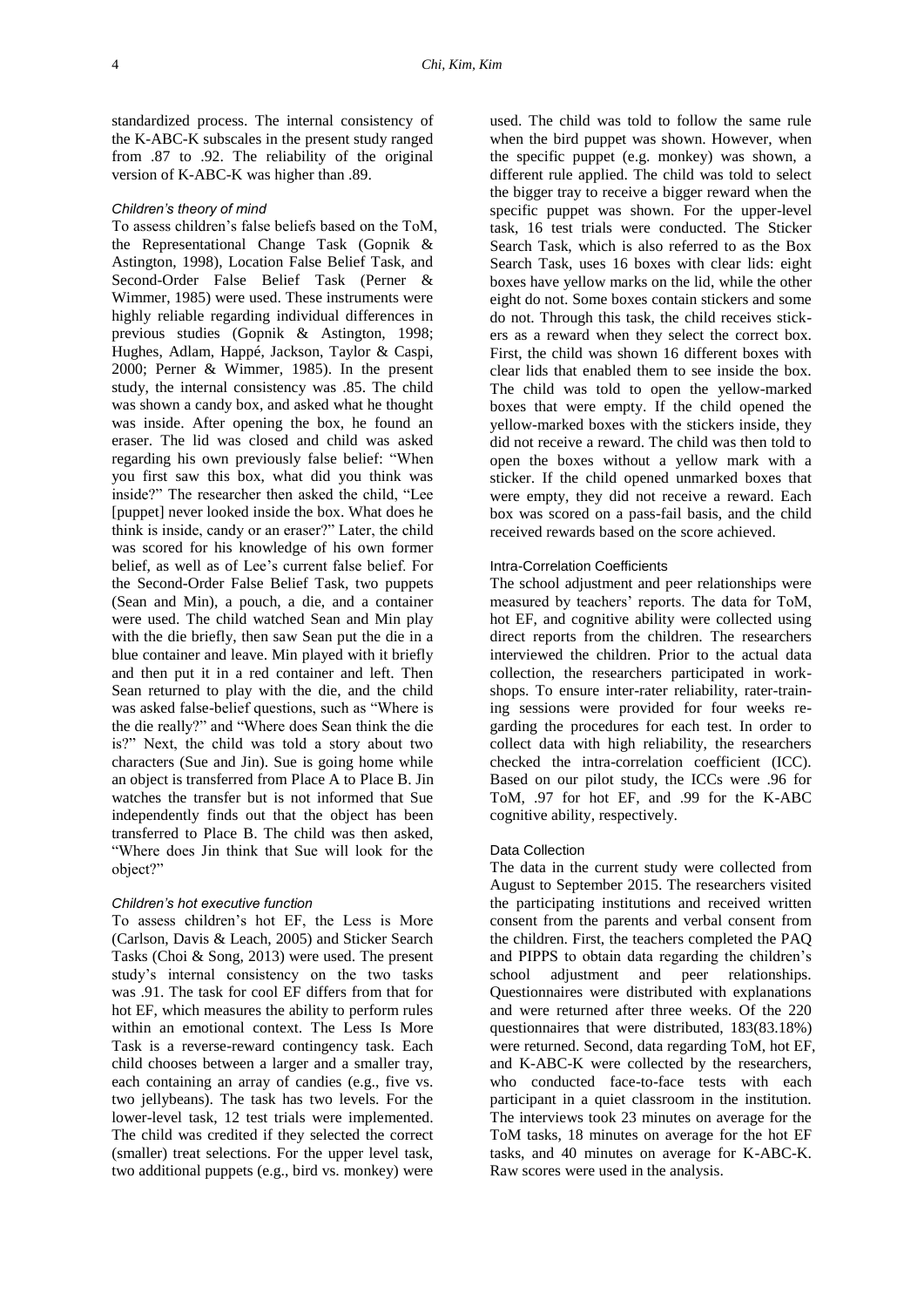standardized process. The internal consistency of the K-ABC-K subscales in the present study ranged from .87 to .92. The reliability of the original version of K-ABC-K was higher than .89.

#### *Children's theory of mind*

To assess children's false beliefs based on the ToM, the Representational Change Task (Gopnik & Astington, 1998), Location False Belief Task, and Second-Order False Belief Task (Perner & Wimmer, 1985) were used. These instruments were highly reliable regarding individual differences in previous studies (Gopnik & Astington, 1998; Hughes, Adlam, Happé, Jackson, Taylor & Caspi, 2000; Perner & Wimmer, 1985). In the present study, the internal consistency was .85. The child was shown a candy box, and asked what he thought was inside. After opening the box, he found an eraser. The lid was closed and child was asked regarding his own previously false belief: "When you first saw this box, what did you think was inside?" The researcher then asked the child, "Lee [puppet] never looked inside the box. What does he think is inside, candy or an eraser?" Later, the child was scored for his knowledge of his own former belief, as well as of Lee's current false belief. For the Second-Order False Belief Task, two puppets (Sean and Min), a pouch, a die, and a container were used. The child watched Sean and Min play with the die briefly, then saw Sean put the die in a blue container and leave. Min played with it briefly and then put it in a red container and left. Then Sean returned to play with the die, and the child was asked false-belief questions, such as "Where is the die really?" and "Where does Sean think the die is?" Next, the child was told a story about two characters (Sue and Jin). Sue is going home while an object is transferred from Place A to Place B. Jin watches the transfer but is not informed that Sue independently finds out that the object has been transferred to Place B. The child was then asked, "Where does Jin think that Sue will look for the object?"

#### *Children's hot executive function*

To assess children's hot EF, the Less is More (Carlson, Davis & Leach, 2005) and Sticker Search Tasks (Choi & Song, 2013) were used. The present study's internal consistency on the two tasks was .91. The task for cool EF differs from that for hot EF, which measures the ability to perform rules within an emotional context. The Less Is More Task is a reverse-reward contingency task. Each child chooses between a larger and a smaller tray, each containing an array of candies (e.g., five vs. two jellybeans). The task has two levels. For the lower-level task, 12 test trials were implemented. The child was credited if they selected the correct (smaller) treat selections. For the upper level task, two additional puppets (e.g., bird vs. monkey) were used. The child was told to follow the same rule when the bird puppet was shown. However, when the specific puppet (e.g. monkey) was shown, a different rule applied. The child was told to select the bigger tray to receive a bigger reward when the specific puppet was shown. For the upper-level task, 16 test trials were conducted. The Sticker Search Task, which is also referred to as the Box Search Task, uses 16 boxes with clear lids: eight boxes have yellow marks on the lid, while the other eight do not. Some boxes contain stickers and some do not. Through this task, the child receives stickers as a reward when they select the correct box. First, the child was shown 16 different boxes with clear lids that enabled them to see inside the box. The child was told to open the yellow-marked boxes that were empty. If the child opened the yellow-marked boxes with the stickers inside, they did not receive a reward. The child was then told to open the boxes without a yellow mark with a sticker. If the child opened unmarked boxes that were empty, they did not receive a reward. Each box was scored on a pass-fail basis, and the child received rewards based on the score achieved.

### Intra-Correlation Coefficients

The school adjustment and peer relationships were measured by teachers' reports. The data for ToM, hot EF, and cognitive ability were collected using direct reports from the children. The researchers interviewed the children. Prior to the actual data collection, the researchers participated in workshops. To ensure inter-rater reliability, rater-training sessions were provided for four weeks regarding the procedures for each test. In order to collect data with high reliability, the researchers checked the intra-correlation coefficient (ICC). Based on our pilot study, the ICCs were .96 for ToM, .97 for hot EF, and .99 for the K-ABC cognitive ability, respectively.

### Data Collection

The data in the current study were collected from August to September 2015. The researchers visited the participating institutions and received written consent from the parents and verbal consent from the children. First, the teachers completed the PAQ and PIPPS to obtain data regarding the children's school adjustment and peer relationships. Questionnaires were distributed with explanations and were returned after three weeks. Of the 220 questionnaires that were distributed, 183(83.18%) were returned. Second, data regarding ToM, hot EF, and K-ABC-K were collected by the researchers, who conducted face-to-face tests with each participant in a quiet classroom in the institution. The interviews took 23 minutes on average for the ToM tasks, 18 minutes on average for the hot EF tasks, and 40 minutes on average for K-ABC-K. Raw scores were used in the analysis.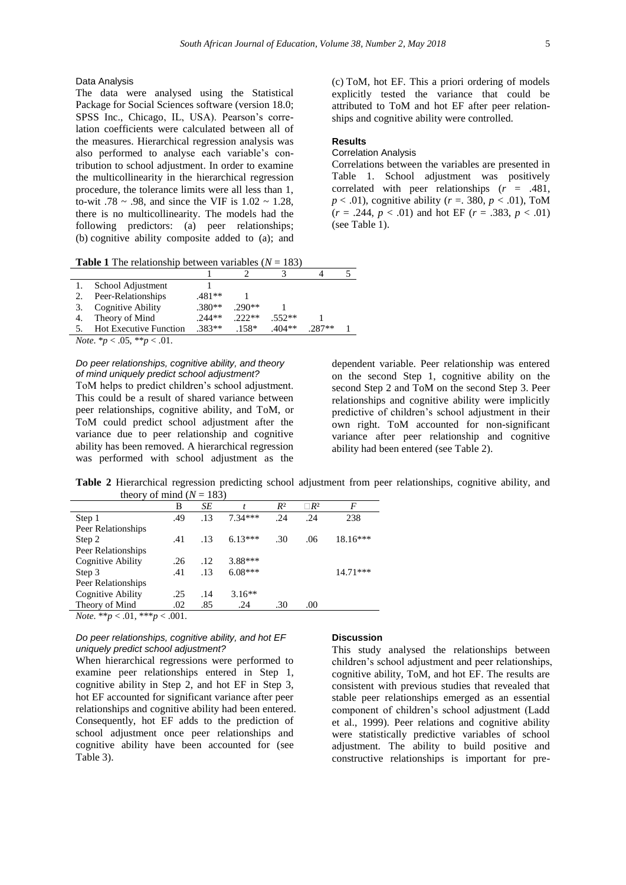### Data Analysis

The data were analysed using the Statistical Package for Social Sciences software (version 18.0; SPSS Inc., Chicago, IL, USA). Pearson's correlation coefficients were calculated between all of the measures. Hierarchical regression analysis was also performed to analyse each variable's contribution to school adjustment. In order to examine the multicollinearity in the hierarchical regression procedure, the tolerance limits were all less than 1, to-wit .78 ~ .98, and since the VIF is 1.02 ~ 1.28, there is no multicollinearity. The models had the following predictors: (a) peer relationships; (b) cognitive ability composite added to (a); and (c) ToM, hot EF. This a priori ordering of models explicitly tested the variance that could be attributed to ToM and hot EF after peer relationships and cognitive ability were controlled.

## Results

### Correlation Analysis

Correlations between the variables are presented in Table 1. School adjustment was positively correlated with peer relationships ($r$ = .481, $p < .01$), cognitive ability ($r$ =. 380, $p < .01$), ToM ($r$ = .244, $p < .01$) and hot EF ($r$ = .383, $p < .01$) (see Table 1).

**Table 1** The relationship between variables ($N$ = 183)

| | 1 | 2 | 3 | 4 | 5 |
|---|---|---|---|---|---|
| 1. School Adjustment | 1 | | | | |
| 2. Peer-Relationships | .481** | 1 | | | |
| 3. Cognitive Ability | .380** | .290** | 1 | | |
| 4. Theory of Mind | .244** | .222** | .552** | 1 | |
| 5. Hot Executive Function | .383** | .158* | .404** | .287** | 1 |

*Note.* $*p < .05$, $**p < .01$.

#### *Do peer relationships, cognitive ability, and theory of mind uniquely predict school adjustment?*

ToM helps to predict children's school adjustment. This could be a result of shared variance between peer relationships, cognitive ability, and ToM, or ToM could predict school adjustment after the variance due to peer relationship and cognitive ability has been removed. A hierarchical regression was performed with school adjustment as the dependent variable. Peer relationship was entered on the second Step 1, cognitive ability on the second Step 2 and ToM on the second Step 3. Peer relationships and cognitive ability were implicitly predictive of children's school adjustment in their own right. ToM accounted for non-significant variance after peer relationship and cognitive ability had been entered (see Table 2).

**Table 2** Hierarchical regression predicting school adjustment from peer relationships, cognitive ability, and theory of mind ($N$ = 183)

| | B | *SE* | *t* | $R^2$ | $\Delta R^2$ | *F* |
|---|---|---|---|---|---|---|
| Step 1 | .49 | .13 | 7.34*** | .24 | .24 | 238 |
| Peer Relationships | | | | | | |
| Step 2 | .41 | .13 | 6.13*** | .30 | .06 | 18.16*** |
| Peer Relationships | | | | | | |
| Cognitive Ability | .26 | .12 | 3.88*** | | | |
| Step 3 | .41 | .13 | 6.08*** | | | 14.71*** |
| Peer Relationships | | | | | | |
| Cognitive Ability | .25 | .14 | 3.16** | | | |
| Theory of Mind | .02 | .85 | .24 | .30 | .00 | |

*Note.* $**p < .01$, $***p < .001$.

#### *Do peer relationships, cognitive ability, and hot EF uniquely predict school adjustment?*

When hierarchical regressions were performed to examine peer relationships entered in Step 1, cognitive ability in Step 2, and hot EF in Step 3, hot EF accounted for significant variance after peer relationships and cognitive ability had been entered. Consequently, hot EF adds to the prediction of school adjustment once peer relationships and cognitive ability have been accounted for (see Table 3).

## Discussion

This study analysed the relationships between children's school adjustment and peer relationships, cognitive ability, ToM, and hot EF. The results are consistent with previous studies that revealed that stable peer relationships emerged as an essential component of children's school adjustment (Ladd et al., 1999). Peer relations and cognitive ability were statistically predictive variables of school adjustment. The ability to build positive and constructive relationships is important for pre-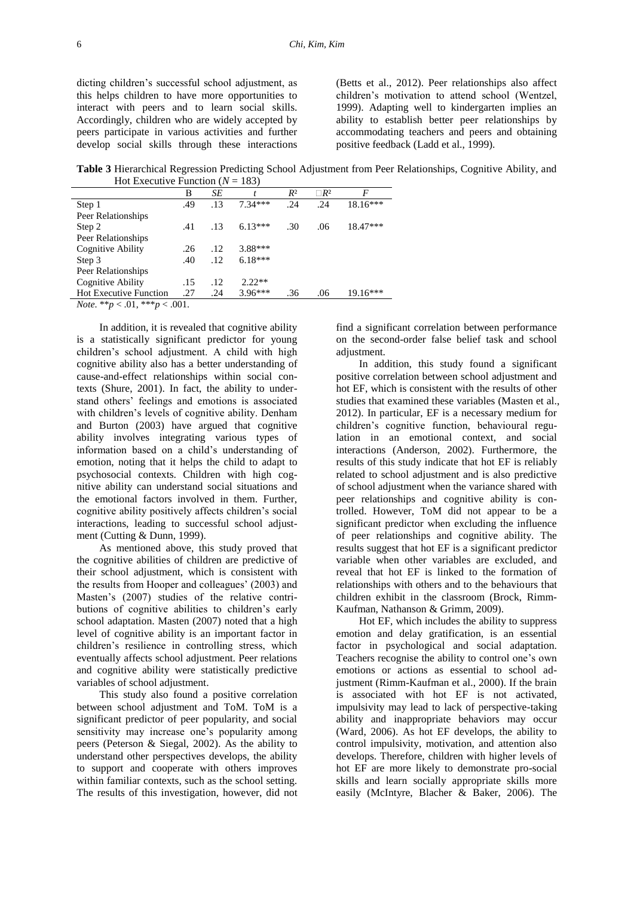dicting children's successful school adjustment, as this helps children to have more opportunities to interact with peers and to learn social skills. Accordingly, children who are widely accepted by peers participate in various activities and further develop social skills through these interactions (Betts et al., 2012). Peer relationships also affect children's motivation to attend school (Wentzel, 1999). Adapting well to kindergarten implies an ability to establish better peer relationships by accommodating teachers and peers and obtaining positive feedback (Ladd et al., 1999).

**Table 3** Hierarchical Regression Predicting School Adjustment from Peer Relationships, Cognitive Ability, and Hot Executive Function ($N = 183$)

| | B | *SE* | *t* | $R^2$ | $\Delta R^2$ | *F* |
|---|---|---|---|---|---|---|
| Step 1 | .49 | .13 | 7.34*** | .24 | .24 | 18.16*** |
| Peer Relationships | | | | | | |
| Step 2 | .41 | .13 | 6.13*** | .30 | .06 | 18.47*** |
| Peer Relationships | | | | | | |
| Cognitive Ability | .26 | .12 | 3.88*** | | | |
| Step 3 | .40 | .12 | 6.18*** | | | |
| Peer Relationships | | | | | | |
| Cognitive Ability | .15 | .12 | 2.22** | | | |
| Hot Executive Function | .27 | .24 | 3.96*** | .36 | .06 | 19.16*** |

*Note.* $^{**}p < .01$, $^{***}p < .001$.

In addition, it is revealed that cognitive ability is a statistically significant predictor for young children's school adjustment. A child with high cognitive ability also has a better understanding of cause-and-effect relationships within social contexts (Shure, 2001). In fact, the ability to understand others' feelings and emotions is associated with children's levels of cognitive ability. Denham and Burton (2003) have argued that cognitive ability involves integrating various types of information based on a child's understanding of emotion, noting that it helps the child to adapt to psychosocial contexts. Children with high cognitive ability can understand social situations and the emotional factors involved in them. Further, cognitive ability positively affects children's social interactions, leading to successful school adjustment (Cutting & Dunn, 1999).

As mentioned above, this study proved that the cognitive abilities of children are predictive of their school adjustment, which is consistent with the results from Hooper and colleagues' (2003) and Masten's (2007) studies of the relative contributions of cognitive abilities to children's early school adaptation. Masten (2007) noted that a high level of cognitive ability is an important factor in children's resilience in controlling stress, which eventually affects school adjustment. Peer relations and cognitive ability were statistically predictive variables of school adjustment.

This study also found a positive correlation between school adjustment and ToM. ToM is a significant predictor of peer popularity, and social sensitivity may increase one's popularity among peers (Peterson & Siegal, 2002). As the ability to understand other perspectives develops, the ability to support and cooperate with others improves within familiar contexts, such as the school setting. The results of this investigation, however, did not find a significant correlation between performance on the second-order false belief task and school adjustment.

In addition, this study found a significant positive correlation between school adjustment and hot EF, which is consistent with the results of other studies that examined these variables (Masten et al., 2012). In particular, EF is a necessary medium for children's cognitive function, behavioural regulation in an emotional context, and social interactions (Anderson, 2002). Furthermore, the results of this study indicate that hot EF is reliably related to school adjustment and is also predictive of school adjustment when the variance shared with peer relationships and cognitive ability is controlled. However, ToM did not appear to be a significant predictor when excluding the influence of peer relationships and cognitive ability. The results suggest that hot EF is a significant predictor variable when other variables are excluded, and reveal that hot EF is linked to the formation of relationships with others and to the behaviours that children exhibit in the classroom (Brock, Rimm-Kaufman, Nathanson & Grimm, 2009).

Hot EF, which includes the ability to suppress emotion and delay gratification, is an essential factor in psychological and social adaptation. Teachers recognise the ability to control one's own emotions or actions as essential to school adjustment (Rimm-Kaufman et al., 2000). If the brain is associated with hot EF is not activated, impulsivity may lead to lack of perspective-taking ability and inappropriate behaviors may occur (Ward, 2006). As hot EF develops, the ability to control impulsivity, motivation, and attention also develops. Therefore, children with higher levels of hot EF are more likely to demonstrate pro-social skills and learn socially appropriate skills more easily (McIntyre, Blacher & Baker, 2006). The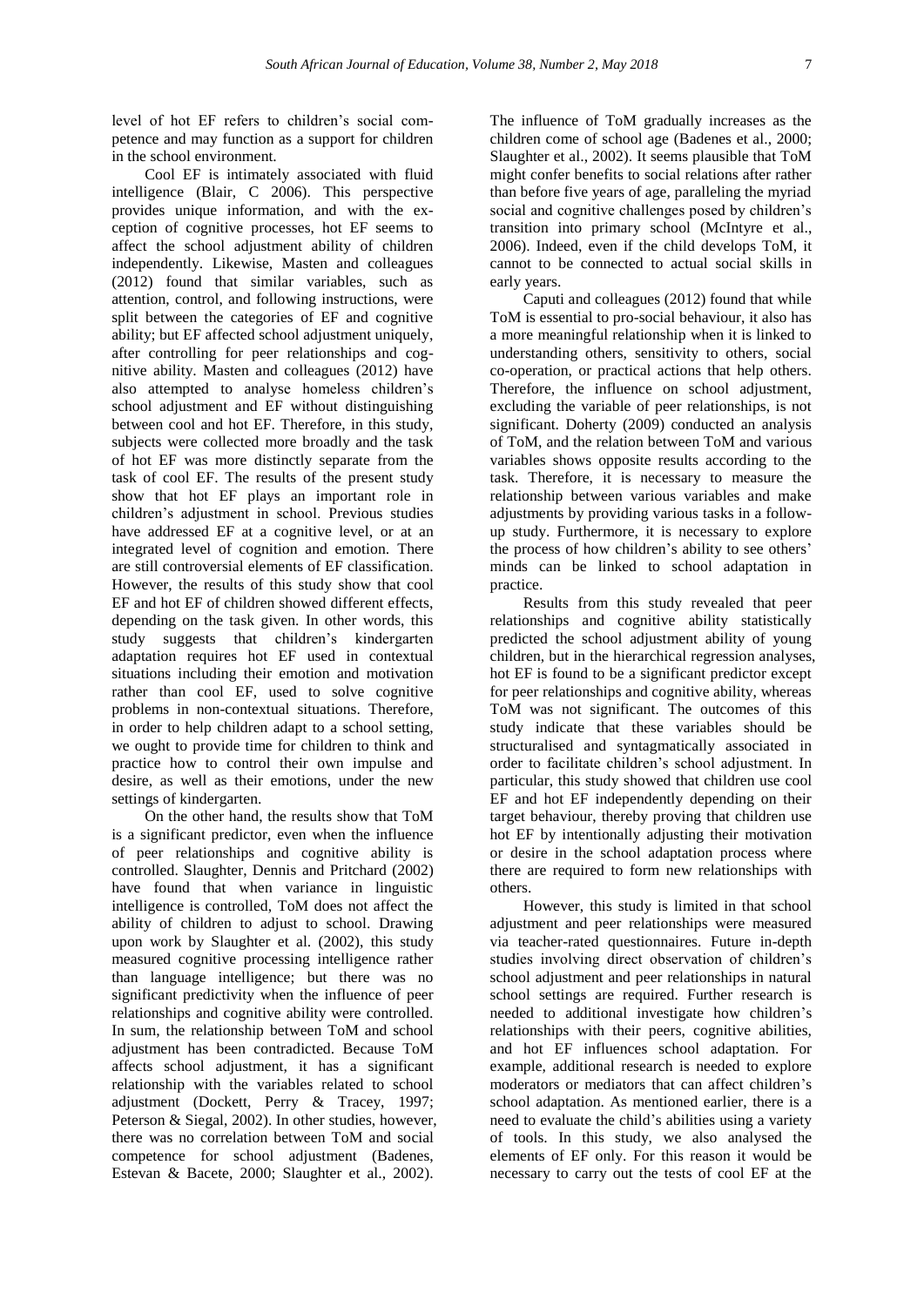level of hot EF refers to children's social competence and may function as a support for children in the school environment.

Cool EF is intimately associated with fluid intelligence (Blair, C 2006). This perspective provides unique information, and with the exception of cognitive processes, hot EF seems to affect the school adjustment ability of children independently. Likewise, Masten and colleagues (2012) found that similar variables, such as attention, control, and following instructions, were split between the categories of EF and cognitive ability; but EF affected school adjustment uniquely, after controlling for peer relationships and cognitive ability. Masten and colleagues (2012) have also attempted to analyse homeless children's school adjustment and EF without distinguishing between cool and hot EF. Therefore, in this study, subjects were collected more broadly and the task of hot EF was more distinctly separate from the task of cool EF. The results of the present study show that hot EF plays an important role in children's adjustment in school. Previous studies have addressed EF at a cognitive level, or at an integrated level of cognition and emotion. There are still controversial elements of EF classification. However, the results of this study show that cool EF and hot EF of children showed different effects, depending on the task given. In other words, this study suggests that children's kindergarten adaptation requires hot EF used in contextual situations including their emotion and motivation rather than cool EF, used to solve cognitive problems in non-contextual situations. Therefore, in order to help children adapt to a school setting, we ought to provide time for children to think and practice how to control their own impulse and desire, as well as their emotions, under the new settings of kindergarten.

On the other hand, the results show that ToM is a significant predictor, even when the influence of peer relationships and cognitive ability is controlled. Slaughter, Dennis and Pritchard (2002) have found that when variance in linguistic intelligence is controlled, ToM does not affect the ability of children to adjust to school. Drawing upon work by Slaughter et al. (2002), this study measured cognitive processing intelligence rather than language intelligence; but there was no significant predictivity when the influence of peer relationships and cognitive ability were controlled. In sum, the relationship between ToM and school adjustment has been contradicted. Because ToM affects school adjustment, it has a significant relationship with the variables related to school adjustment (Dockett, Perry & Tracey, 1997; Peterson & Siegal, 2002). In other studies, however, there was no correlation between ToM and social competence for school adjustment (Badenes, Estevan & Bacete, 2000; Slaughter et al., 2002). The influence of ToM gradually increases as the children come of school age (Badenes et al., 2000; Slaughter et al., 2002). It seems plausible that ToM might confer benefits to social relations after rather than before five years of age, paralleling the myriad social and cognitive challenges posed by children's transition into primary school (McIntyre et al., 2006). Indeed, even if the child develops ToM, it cannot to be connected to actual social skills in early years.

Caputi and colleagues (2012) found that while ToM is essential to pro-social behaviour, it also has a more meaningful relationship when it is linked to understanding others, sensitivity to others, social co-operation, or practical actions that help others. Therefore, the influence on school adjustment, excluding the variable of peer relationships, is not significant. Doherty (2009) conducted an analysis of ToM, and the relation between ToM and various variables shows opposite results according to the task. Therefore, it is necessary to measure the relationship between various variables and make adjustments by providing various tasks in a follow-up study. Furthermore, it is necessary to explore the process of how children's ability to see others' minds can be linked to school adaptation in practice.

Results from this study revealed that peer relationships and cognitive ability statistically predicted the school adjustment ability of young children, but in the hierarchical regression analyses, hot EF is found to be a significant predictor except for peer relationships and cognitive ability, whereas ToM was not significant. The outcomes of this study indicate that these variables should be structuralised and syntagmatically associated in order to facilitate children's school adjustment. In particular, this study showed that children use cool EF and hot EF independently depending on their target behaviour, thereby proving that children use hot EF by intentionally adjusting their motivation or desire in the school adaptation process where there are required to form new relationships with others.

However, this study is limited in that school adjustment and peer relationships were measured via teacher-rated questionnaires. Future in-depth studies involving direct observation of children's school adjustment and peer relationships in natural school settings are required. Further research is needed to additional investigate how children's relationships with their peers, cognitive abilities, and hot EF influences school adaptation. For example, additional research is needed to explore moderators or mediators that can affect children's school adaptation. As mentioned earlier, there is a need to evaluate the child's abilities using a variety of tools. In this study, we also analysed the elements of EF only. For this reason it would be necessary to carry out the tests of cool EF at the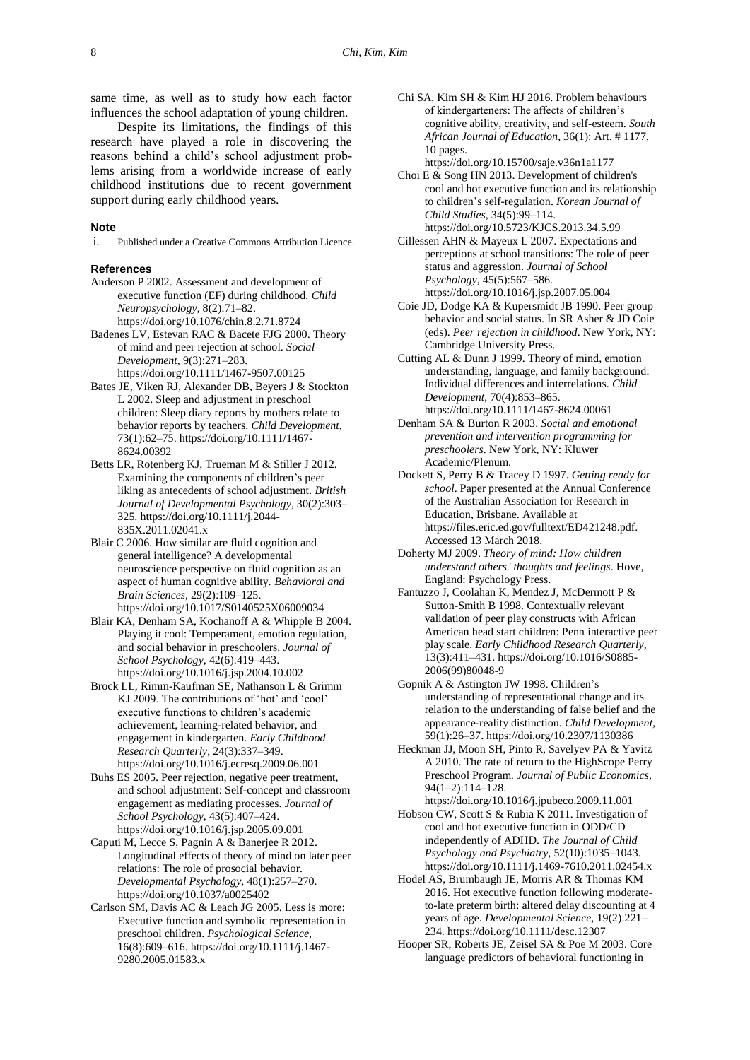same time, as well as to study how each factor influences the school adaptation of young children.

Despite its limitations, the findings of this research have played a role in discovering the reasons behind a child's school adjustment problems arising from a worldwide increase of early childhood institutions due to recent government support during early childhood years.

#### Note

i. Published under a Creative Commons Attribution Licence.

#### References

Anderson P 2002. Assessment and development of executive function (EF) during childhood. *Child Neuropsychology*, 8(2):71–82. https://doi.org/10.1076/chin.8.2.71.8724

Badenes LV, Estevan RAC & Bacete FJG 2000. Theory of mind and peer rejection at school. *Social Development*, 9(3):271–283. https://doi.org/10.1111/1467-9507.00125

Bates JE, Viken RJ, Alexander DB, Beyers J & Stockton L 2002. Sleep and adjustment in preschool children: Sleep diary reports by mothers relate to behavior reports by teachers. *Child Development*, 73(1):62–75. https://doi.org/10.1111/1467-8624.00392

Betts LR, Rotenberg KJ, Trueman M & Stiller J 2012. Examining the components of children's peer liking as antecedents of school adjustment. *British Journal of Developmental Psychology*, 30(2):303–325. https://doi.org/10.1111/j.2044-835X.2011.02041.x

Blair C 2006. How similar are fluid cognition and general intelligence? A developmental neuroscience perspective on fluid cognition as an aspect of human cognitive ability. *Behavioral and Brain Sciences*, 29(2):109–125. https://doi.org/10.1017/S0140525X06009034

Blair KA, Denham SA, Kochanoff A & Whipple B 2004. Playing it cool: Temperament, emotion regulation, and social behavior in preschoolers. *Journal of School Psychology*, 42(6):419–443. https://doi.org/10.1016/j.jsp.2004.10.002

Brock LL, Rimm-Kaufman SE, Nathanson L & Grimm KJ 2009. The contributions of 'hot' and 'cool' executive functions to children's academic achievement, learning-related behavior, and engagement in kindergarten. *Early Childhood Research Quarterly*, 24(3):337–349. https://doi.org/10.1016/j.ecresq.2009.06.001

Buhs ES 2005. Peer rejection, negative peer treatment, and school adjustment: Self-concept and classroom engagement as mediating processes. *Journal of School Psychology*, 43(5):407–424. https://doi.org/10.1016/j.jsp.2005.09.001

Caputi M, Lecce S, Pagnin A & Banerjee R 2012. Longitudinal effects of theory of mind on later peer relations: The role of prosocial behavior. *Developmental Psychology*, 48(1):257–270. https://doi.org/10.1037/a0025402

Carlson SM, Davis AC & Leach JG 2005. Less is more: Executive function and symbolic representation in preschool children. *Psychological Science*, 16(8):609–616. https://doi.org/10.1111/j.1467-9280.2005.01583.x

Chi SA, Kim SH & Kim HJ 2016. Problem behaviours of kindergarteners: The affects of children's cognitive ability, creativity, and self-esteem. *South African Journal of Education*, 36(1): Art. # 1177, 10 pages. https://doi.org/10.15700/saje.v36n1a1177

Choi E & Song HN 2013. Development of children's cool and hot executive function and its relationship to children's self-regulation. *Korean Journal of Child Studies*, 34(5):99–114. https://doi.org/10.5723/KJCS.2013.34.5.99

Cillessen AHN & Mayeux L 2007. Expectations and perceptions at school transitions: The role of peer status and aggression. *Journal of School Psychology*, 45(5):567–586. https://doi.org/10.1016/j.jsp.2007.05.004

Coie JD, Dodge KA & Kupersmidt JB 1990. Peer group behavior and social status. In SR Asher & JD Coie (eds). *Peer rejection in childhood*. New York, NY: Cambridge University Press.

Cutting AL & Dunn J 1999. Theory of mind, emotion understanding, language, and family background: Individual differences and interrelations. *Child Development*, 70(4):853–865. https://doi.org/10.1111/1467-8624.00061

Denham SA & Burton R 2003. *Social and emotional prevention and intervention programming for preschoolers*. New York, NY: Kluwer Academic/Plenum.

Dockett S, Perry B & Tracey D 1997. *Getting ready for school*. Paper presented at the Annual Conference of the Australian Association for Research in Education, Brisbane. Available at https://files.eric.ed.gov/fulltext/ED421248.pdf. Accessed 13 March 2018.

Doherty MJ 2009. *Theory of mind: How children understand others' thoughts and feelings*. Hove, England: Psychology Press.

Fantuzzo J, Coolahan K, Mendez J, McDermott P & Sutton-Smith B 1998. Contextually relevant validation of peer play constructs with African American head start children: Penn interactive peer play scale. *Early Childhood Research Quarterly*, 13(3):411–431. https://doi.org/10.1016/S0885-2006(99)80048-9

Gopnik A & Astington JW 1998. Children's understanding of representational change and its relation to the understanding of false belief and the appearance-reality distinction. *Child Development*, 59(1):26–37. https://doi.org/10.2307/1130386

Heckman JJ, Moon SH, Pinto R, Savelyev PA & Yavitz A 2010. The rate of return to the HighScope Perry Preschool Program. *Journal of Public Economics*, 94(1–2):114–128. https://doi.org/10.1016/j.jpubeco.2009.11.001

Hobson CW, Scott S & Rubia K 2011. Investigation of cool and hot executive function in ODD/CD independently of ADHD. *The Journal of Child Psychology and Psychiatry*, 52(10):1035–1043. https://doi.org/10.1111/j.1469-7610.2011.02454.x

Hodel AS, Brumbaugh JE, Morris AR & Thomas KM 2016. Hot executive function following moderate-to-late preterm birth: altered delay discounting at 4 years of age. *Developmental Science*, 19(2):221–234. https://doi.org/10.1111/desc.12307

Hooper SR, Roberts JE, Zeisel SA & Poe M 2003. Core language predictors of behavioral functioning in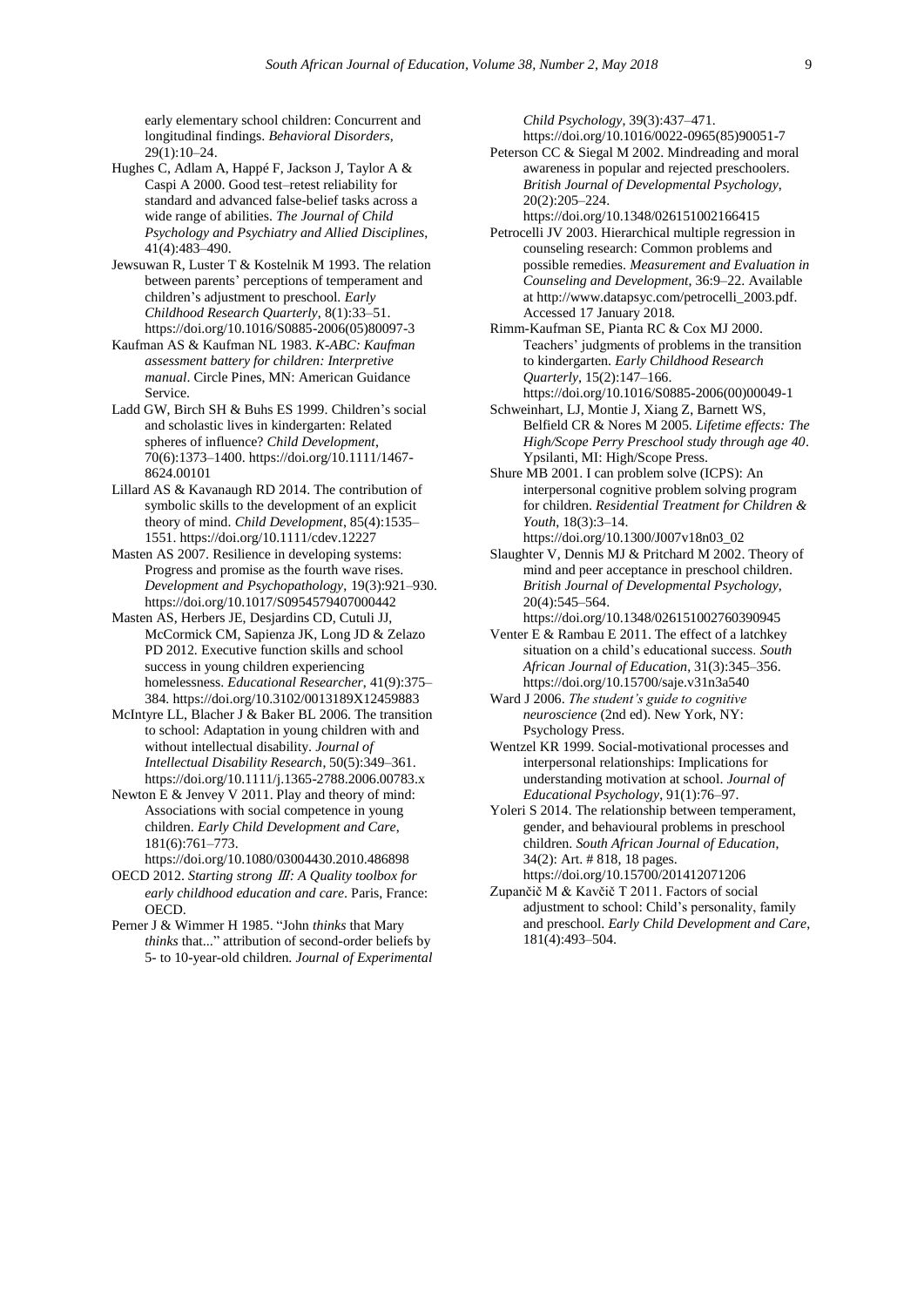early elementary school children: Concurrent and longitudinal findings. *Behavioral Disorders*, 29(1):10–24.

Hughes C, Adlam A, Happé F, Jackson J, Taylor A & Caspi A 2000. Good test–retest reliability for standard and advanced false-belief tasks across a wide range of abilities. *The Journal of Child Psychology and Psychiatry and Allied Disciplines*, 41(4):483–490.

Jewsuwan R, Luster T & Kostelnik M 1993. The relation between parents' perceptions of temperament and children's adjustment to preschool. *Early Childhood Research Quarterly*, 8(1):33–51. https://doi.org/10.1016/S0885-2006(05)80097-3

Kaufman AS & Kaufman NL 1983. *K-ABC: Kaufman assessment battery for children: Interpretive manual*. Circle Pines, MN: American Guidance Service.

Ladd GW, Birch SH & Buhs ES 1999. Children's social and scholastic lives in kindergarten: Related spheres of influence? *Child Development*, 70(6):1373–1400. https://doi.org/10.1111/1467-8624.00101

Lillard AS & Kavanaugh RD 2014. The contribution of symbolic skills to the development of an explicit theory of mind. *Child Development*, 85(4):1535–1551. https://doi.org/10.1111/cdev.12227

Masten AS 2007. Resilience in developing systems: Progress and promise as the fourth wave rises. *Development and Psychopathology*, 19(3):921–930. https://doi.org/10.1017/S0954579407000442

Masten AS, Herbers JE, Desjardins CD, Cutuli JJ, McCormick CM, Sapienza JK, Long JD & Zelazo PD 2012. Executive function skills and school success in young children experiencing homelessness. *Educational Researcher*, 41(9):375–384. https://doi.org/10.3102/0013189X12459883

McIntyre LL, Blacher J & Baker BL 2006. The transition to school: Adaptation in young children with and without intellectual disability. *Journal of Intellectual Disability Research*, 50(5):349–361. https://doi.org/10.1111/j.1365-2788.2006.00783.x

Newton E & Jenvey V 2011. Play and theory of mind: Associations with social competence in young children. *Early Child Development and Care*, 181(6):761–773. https://doi.org/10.1080/03004430.2010.486898

OECD 2012. *Starting strong Ⅲ: A Quality toolbox for early childhood education and care*. Paris, France: OECD.

Perner J & Wimmer H 1985. "John *thinks* that Mary *thinks* that..." attribution of second-order beliefs by 5- to 10-year-old children. *Journal of Experimental Child Psychology*, 39(3):437–471. https://doi.org/10.1016/0022-0965(85)90051-7

Peterson CC & Siegal M 2002. Mindreading and moral awareness in popular and rejected preschoolers. *British Journal of Developmental Psychology*, 20(2):205–224. https://doi.org/10.1348/026151002166415

Petrocelli JV 2003. Hierarchical multiple regression in counseling research: Common problems and possible remedies. *Measurement and Evaluation in Counseling and Development*, 36:9–22. Available at http://www.datapsyc.com/petrocelli_2003.pdf. Accessed 17 January 2018.

Rimm-Kaufman SE, Pianta RC & Cox MJ 2000. Teachers' judgments of problems in the transition to kindergarten. *Early Childhood Research Quarterly*, 15(2):147–166. https://doi.org/10.1016/S0885-2006(00)00049-1

Schweinhart, LJ, Montie J, Xiang Z, Barnett WS, Belfield CR & Nores M 2005. *Lifetime effects: The High/Scope Perry Preschool study through age 40*. Ypsilanti, MI: High/Scope Press.

Shure MB 2001. I can problem solve (ICPS): An interpersonal cognitive problem solving program for children. *Residential Treatment for Children & Youth*, 18(3):3–14. https://doi.org/10.1300/J007v18n03_02

Slaughter V, Dennis MJ & Pritchard M 2002. Theory of mind and peer acceptance in preschool children. *British Journal of Developmental Psychology*, 20(4):545–564. https://doi.org/10.1348/026151002760390945

Venter E & Rambau E 2011. The effect of a latchkey situation on a child's educational success. *South African Journal of Education*, 31(3):345–356. https://doi.org/10.15700/saje.v31n3a540

Ward J 2006. *The student's guide to cognitive neuroscience* (2nd ed). New York, NY: Psychology Press.

Wentzel KR 1999. Social-motivational processes and interpersonal relationships: Implications for understanding motivation at school. *Journal of Educational Psychology*, 91(1):76–97.

Yoleri S 2014. The relationship between temperament, gender, and behavioural problems in preschool children. *South African Journal of Education*, 34(2): Art. # 818, 18 pages. https://doi.org/10.15700/201412071206

Zupančič M & Kavčič T 2011. Factors of social adjustment to school: Child's personality, family and preschool. *Early Child Development and Care*, 181(4):493–504.